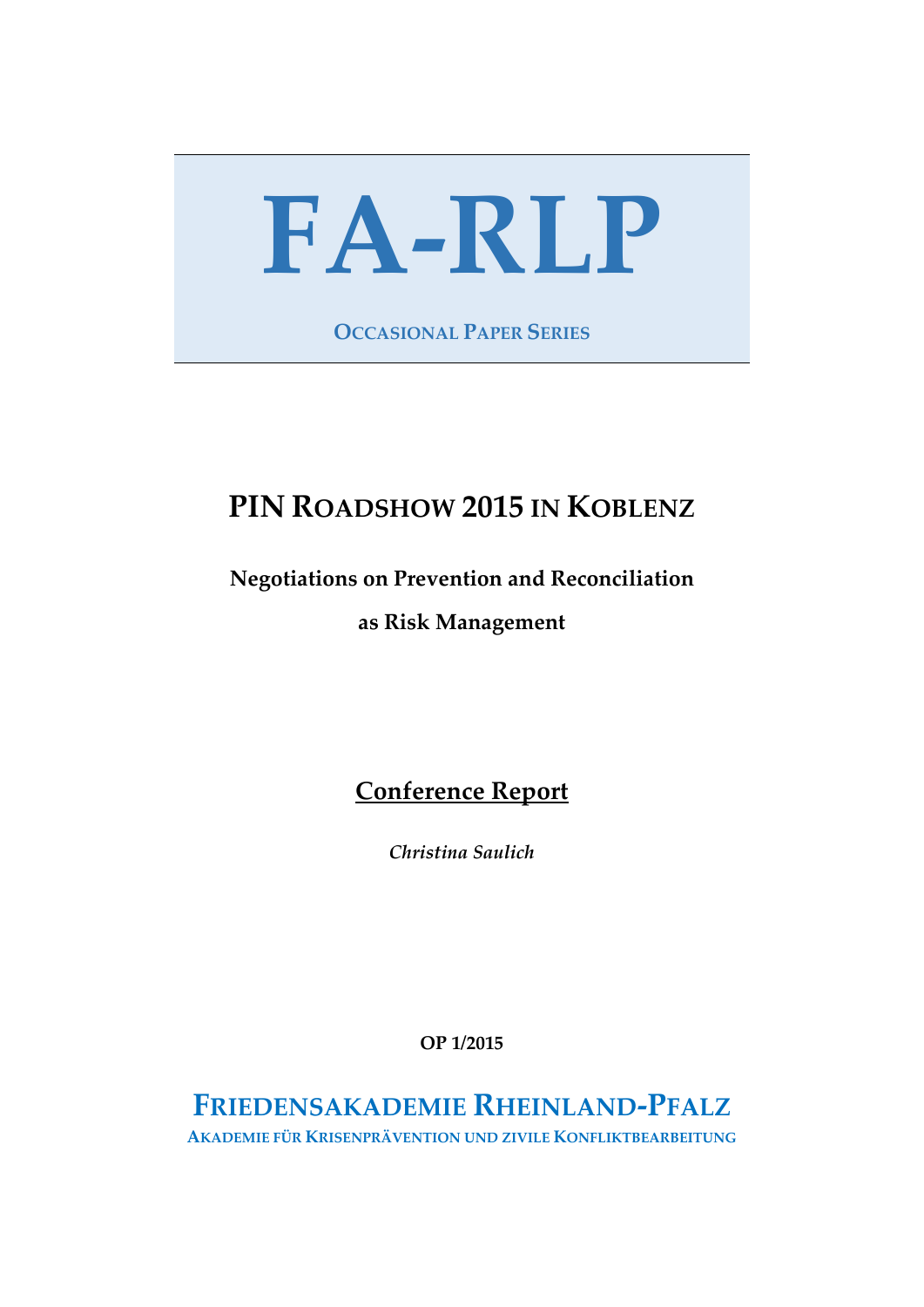# FA-RLP

OCCASIONAL PAPER SERIES

## PIN ROADSHOW 2015 IN KOBLENZ

**Negotiations on Prevention and Reconciliation**

**as Risk Management**

**Conference Report**

*Christina Saulich*

**OP 1/2015**

FRIEDENSAKADEMIE RHEINLAND-PFALZ

AKADEMIE FÜR KRISENPRÄVENTION UND ZIVILE KONFLIKTBEARBEITUNG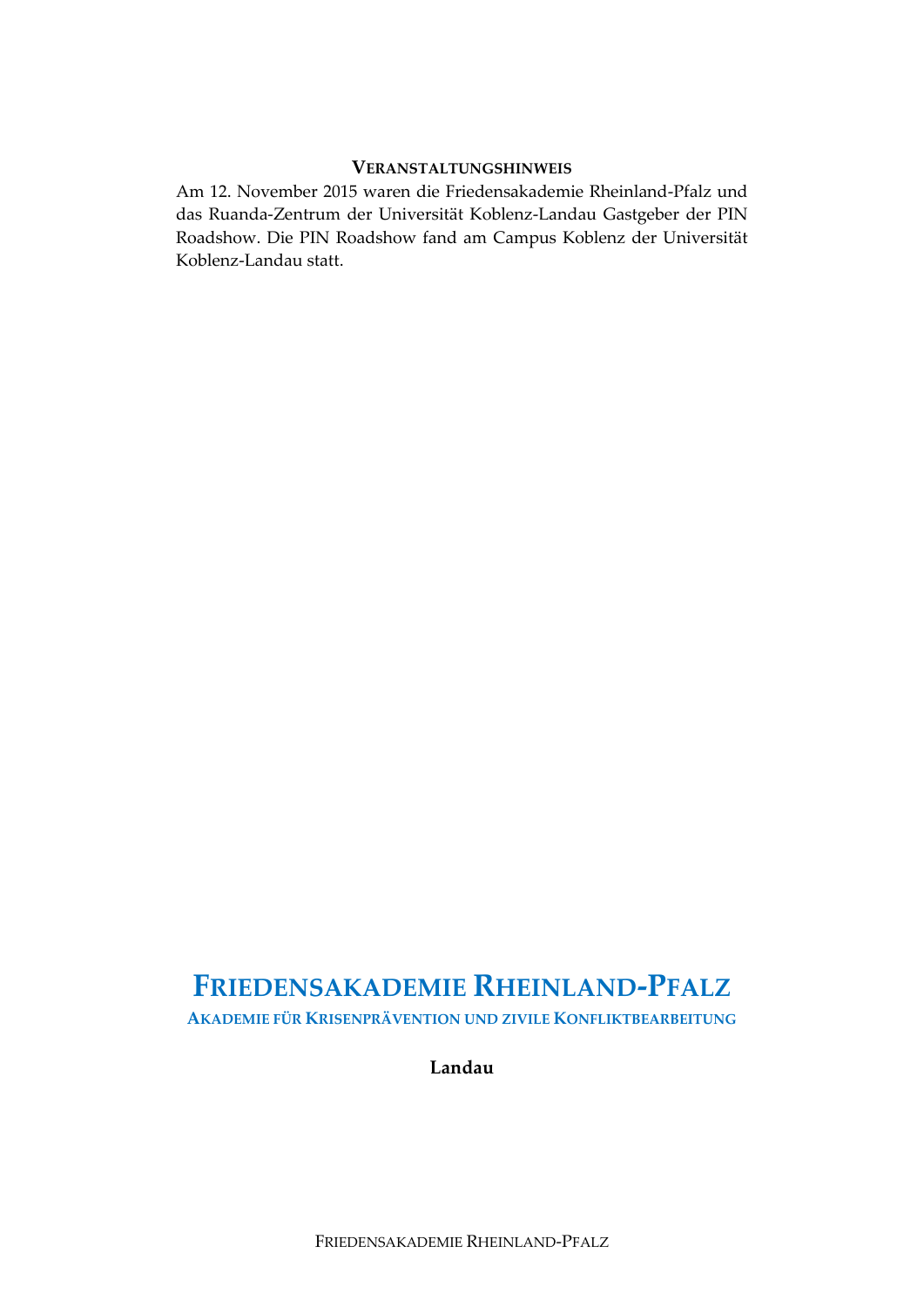### Veranstaltungshinweis

Am 12. November 2015 waren die Friedensakademie Rheinland-Pfalz und das Ruanda-Zentrum der Universität Koblenz-Landau Gastgeber der PIN Roadshow. Die PIN Roadshow fand am Campus Koblenz der Universität Koblenz-Landau statt.

# Friedensakademie Rheinland-Pfalz

## Akademie für Krisenprävention und zivile Konfliktbearbeitung

**Landau**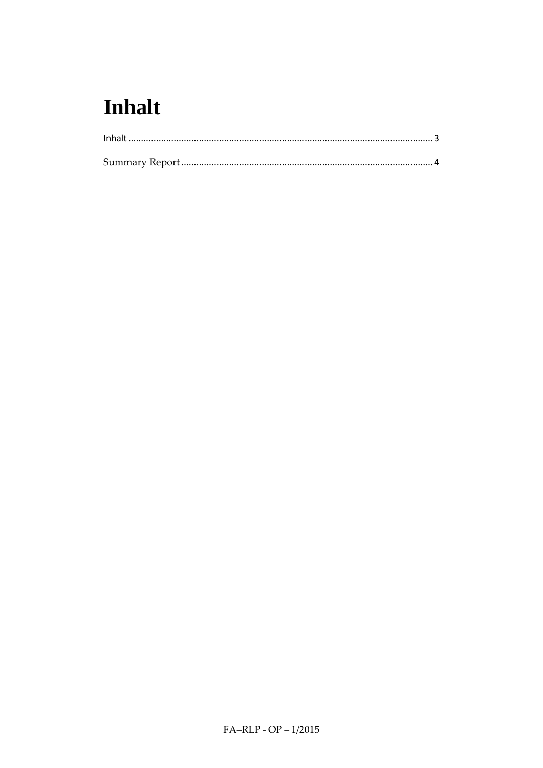# Inhalt

Inhalt ........................................................................................................................ 3

Summary Report ........................................................................................................ 4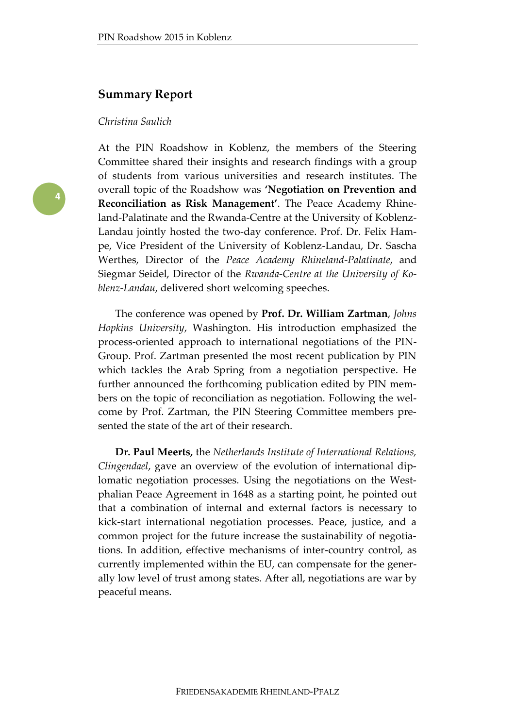## Summary Report

*Christina Saulich*

At the PIN Roadshow in Koblenz, the members of the Steering Committee shared their insights and research findings with a group of students from various universities and research institutes. The overall topic of the Roadshow was **'Negotiation on Prevention and Reconciliation as Risk Management'**. The Peace Academy Rhineland-Palatinate and the Rwanda-Centre at the University of Koblenz-Landau jointly hosted the two-day conference. Prof. Dr. Felix Hampe, Vice President of the University of Koblenz-Landau, Dr. Sascha Werthes, Director of the *Peace Academy Rhineland-Palatinate*, and Siegmar Seidel, Director of the *Rwanda-Centre at the University of Koblenz-Landau*, delivered short welcoming speeches.

The conference was opened by **Prof. Dr. William Zartman**, *Johns Hopkins University*, Washington. His introduction emphasized the process-oriented approach to international negotiations of the PIN-Group. Prof. Zartman presented the most recent publication by PIN which tackles the Arab Spring from a negotiation perspective. He further announced the forthcoming publication edited by PIN members on the topic of reconciliation as negotiation. Following the welcome by Prof. Zartman, the PIN Steering Committee members presented the state of the art of their research.

**Dr. Paul Meerts,** the *Netherlands Institute of International Relations, Clingendael*, gave an overview of the evolution of international diplomatic negotiation processes. Using the negotiations on the Westphalian Peace Agreement in 1648 as a starting point, he pointed out that a combination of internal and external factors is necessary to kick-start international negotiation processes. Peace, justice, and a common project for the future increase the sustainability of negotiations. In addition, effective mechanisms of inter-country control, as currently implemented within the EU, can compensate for the generally low level of trust among states. After all, negotiations are war by peaceful means.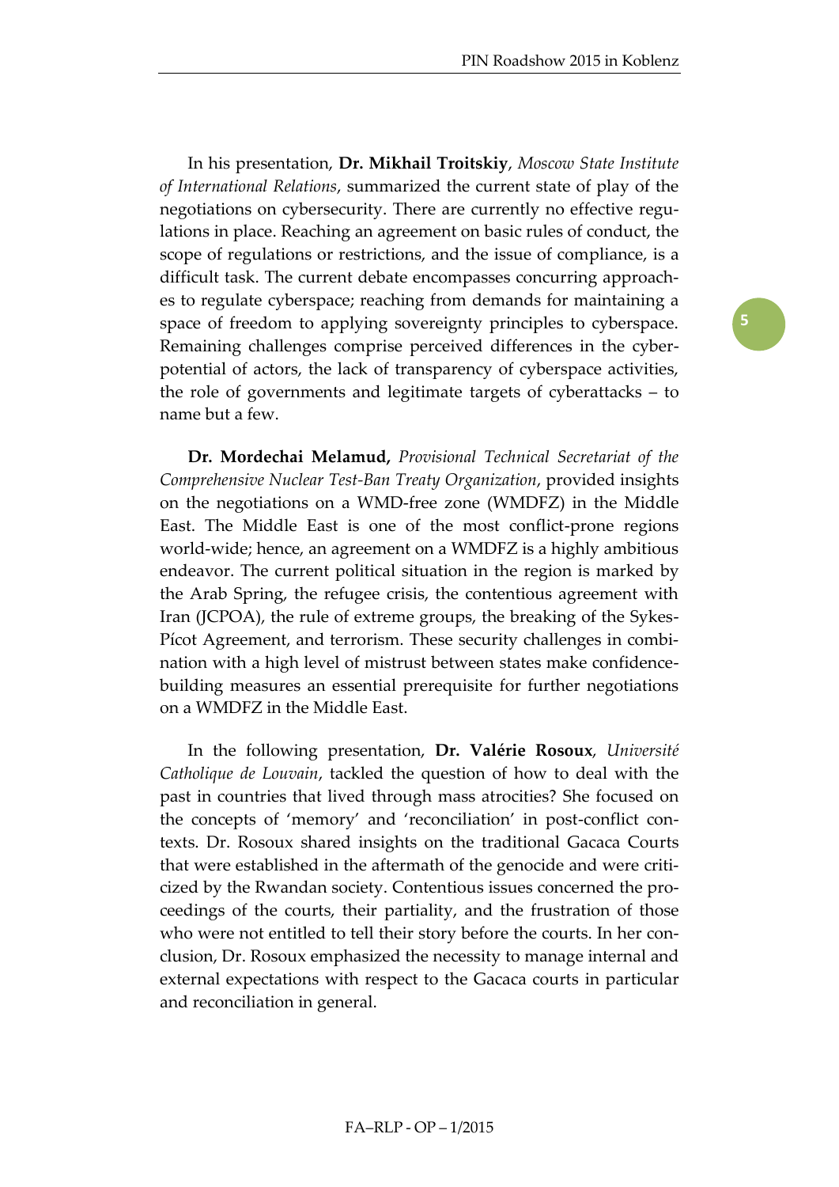In his presentation, **Dr. Mikhail Troitskiy**, *Moscow State Institute of International Relations*, summarized the current state of play of the negotiations on cybersecurity. There are currently no effective regulations in place. Reaching an agreement on basic rules of conduct, the scope of regulations or restrictions, and the issue of compliance, is a difficult task. The current debate encompasses concurring approaches to regulate cyberspace; reaching from demands for maintaining a space of freedom to applying sovereignty principles to cyberspace. Remaining challenges comprise perceived differences in the cyber-potential of actors, the lack of transparency of cyberspace activities, the role of governments and legitimate targets of cyberattacks – to name but a few.

**Dr. Mordechai Melamud,** *Provisional Technical Secretariat of the Comprehensive Nuclear Test-Ban Treaty Organization*, provided insights on the negotiations on a WMD-free zone (WMDFZ) in the Middle East. The Middle East is one of the most conflict-prone regions world-wide; hence, an agreement on a WMDFZ is a highly ambitious endeavor. The current political situation in the region is marked by the Arab Spring, the refugee crisis, the contentious agreement with Iran (JCPOA), the rule of extreme groups, the breaking of the Sykes-Pícot Agreement, and terrorism. These security challenges in combination with a high level of mistrust between states make confidence-building measures an essential prerequisite for further negotiations on a WMDFZ in the Middle East.

In the following presentation, **Dr. Valérie Rosoux**, *Université Catholique de Louvain*, tackled the question of how to deal with the past in countries that lived through mass atrocities? She focused on the concepts of 'memory' and 'reconciliation' in post-conflict contexts. Dr. Rosoux shared insights on the traditional Gacaca Courts that were established in the aftermath of the genocide and were criticized by the Rwandan society. Contentious issues concerned the proceedings of the courts, their partiality, and the frustration of those who were not entitled to tell their story before the courts. In her conclusion, Dr. Rosoux emphasized the necessity to manage internal and external expectations with respect to the Gacaca courts in particular and reconciliation in general.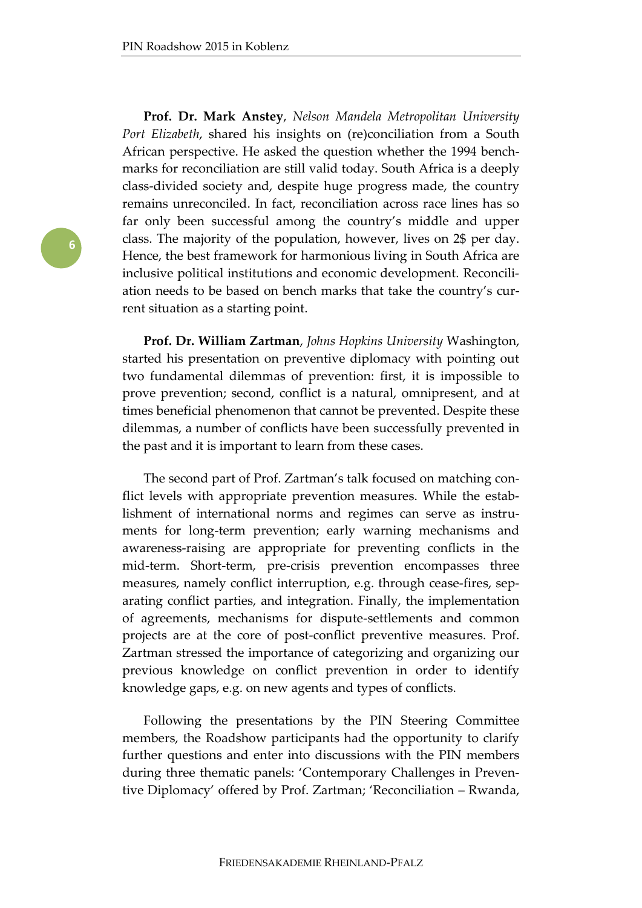**Prof. Dr. Mark Anstey**, *Nelson Mandela Metropolitan University Port Elizabeth*, shared his insights on (re)conciliation from a South African perspective. He asked the question whether the 1994 benchmarks for reconciliation are still valid today. South Africa is a deeply class-divided society and, despite huge progress made, the country remains unreconciled. In fact, reconciliation across race lines has so far only been successful among the country's middle and upper class. The majority of the population, however, lives on 2$ per day. Hence, the best framework for harmonious living in South Africa are inclusive political institutions and economic development. Reconciliation needs to be based on bench marks that take the country's current situation as a starting point.

**Prof. Dr. William Zartman**, *Johns Hopkins University* Washington, started his presentation on preventive diplomacy with pointing out two fundamental dilemmas of prevention: first, it is impossible to prove prevention; second, conflict is a natural, omnipresent, and at times beneficial phenomenon that cannot be prevented. Despite these dilemmas, a number of conflicts have been successfully prevented in the past and it is important to learn from these cases.

The second part of Prof. Zartman's talk focused on matching conflict levels with appropriate prevention measures. While the establishment of international norms and regimes can serve as instruments for long-term prevention; early warning mechanisms and awareness-raising are appropriate for preventing conflicts in the mid-term. Short-term, pre-crisis prevention encompasses three measures, namely conflict interruption, e.g. through cease-fires, separating conflict parties, and integration. Finally, the implementation of agreements, mechanisms for dispute-settlements and common projects are at the core of post-conflict preventive measures. Prof. Zartman stressed the importance of categorizing and organizing our previous knowledge on conflict prevention in order to identify knowledge gaps, e.g. on new agents and types of conflicts.

Following the presentations by the PIN Steering Committee members, the Roadshow participants had the opportunity to clarify further questions and enter into discussions with the PIN members during three thematic panels: 'Contemporary Challenges in Preventive Diplomacy' offered by Prof. Zartman; 'Reconciliation – Rwanda,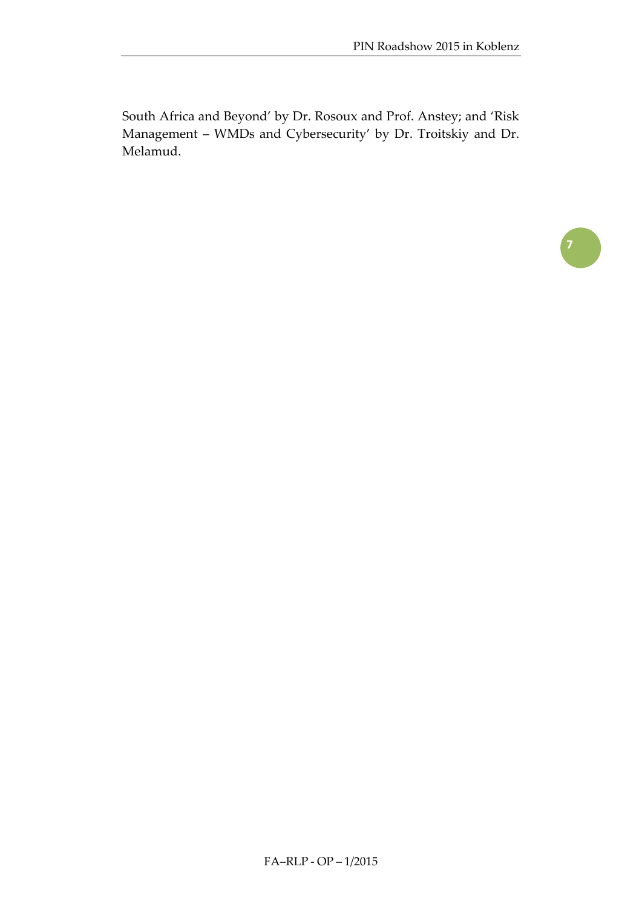South Africa and Beyond' by Dr. Rosoux and Prof. Anstey; and 'Risk Management – WMDs and Cybersecurity' by Dr. Troitskiy and Dr. Melamud.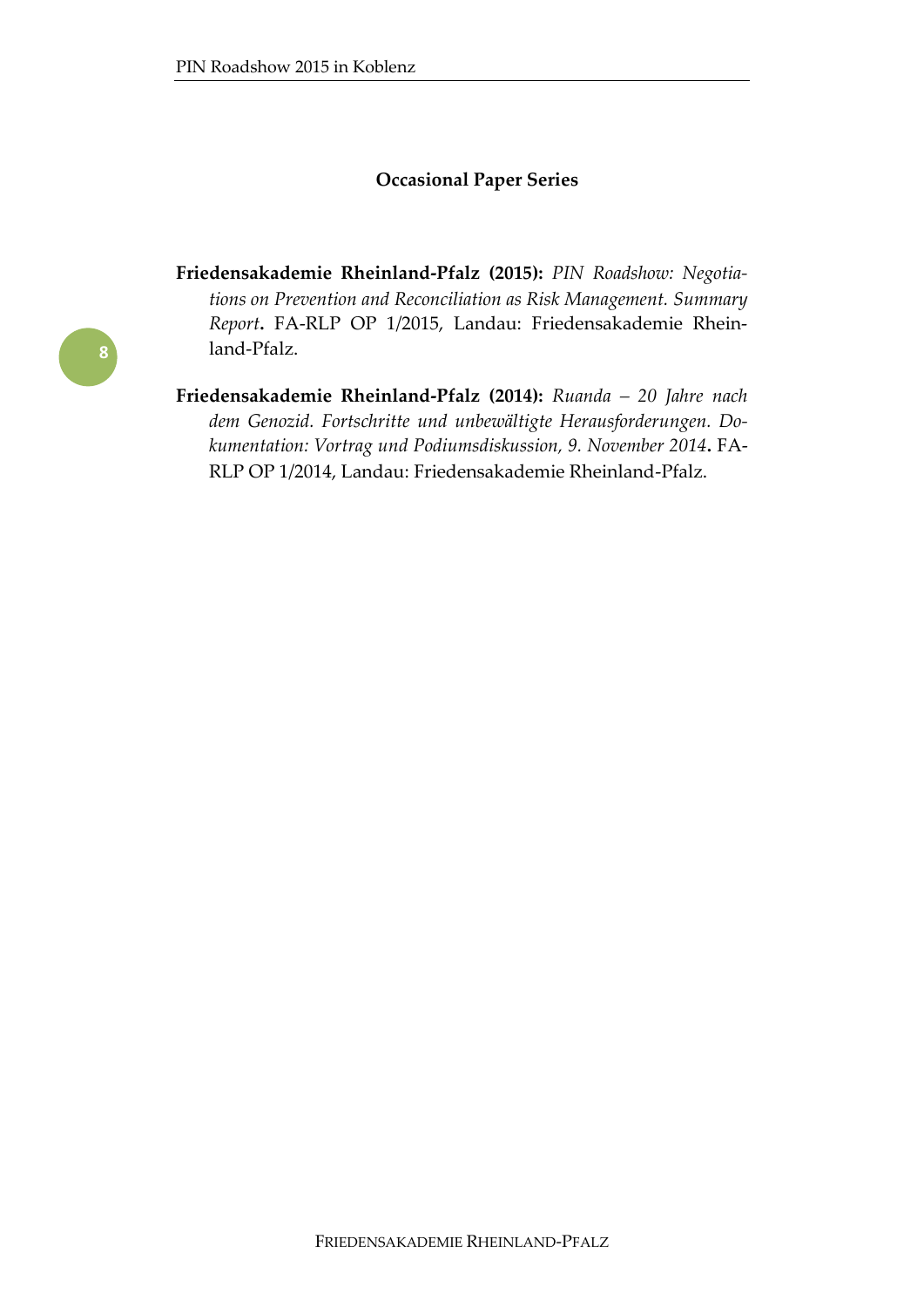### Occasional Paper Series

**Friedensakademie Rheinland-Pfalz (2015):** *PIN Roadshow: Negotiations on Prevention and Reconciliation as Risk Management. Summary Report***.** FA-RLP OP 1/2015, Landau: Friedensakademie Rheinland-Pfalz.

**Friedensakademie Rheinland-Pfalz (2014):** *Ruanda – 20 Jahre nach dem Genozid. Fortschritte und unbewältigte Herausforderungen. Dokumentation: Vortrag und Podiumsdiskussion, 9. November 2014***.** FA-RLP OP 1/2014, Landau: Friedensakademie Rheinland-Pfalz.